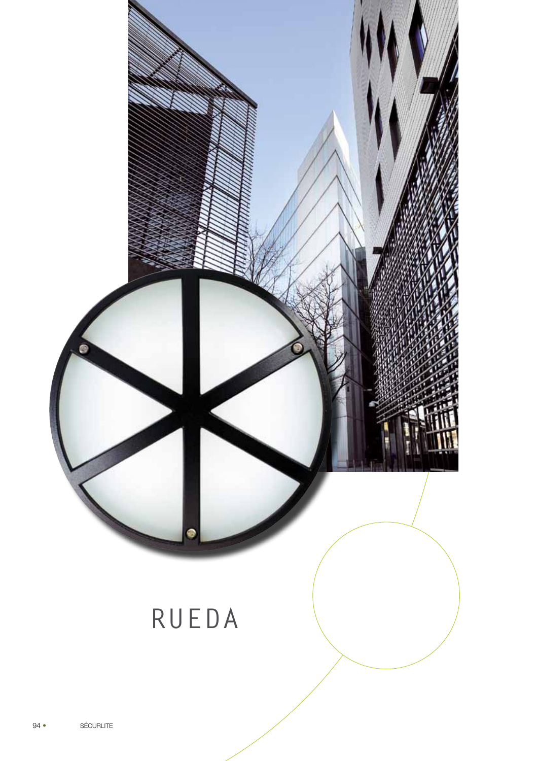# RUEDA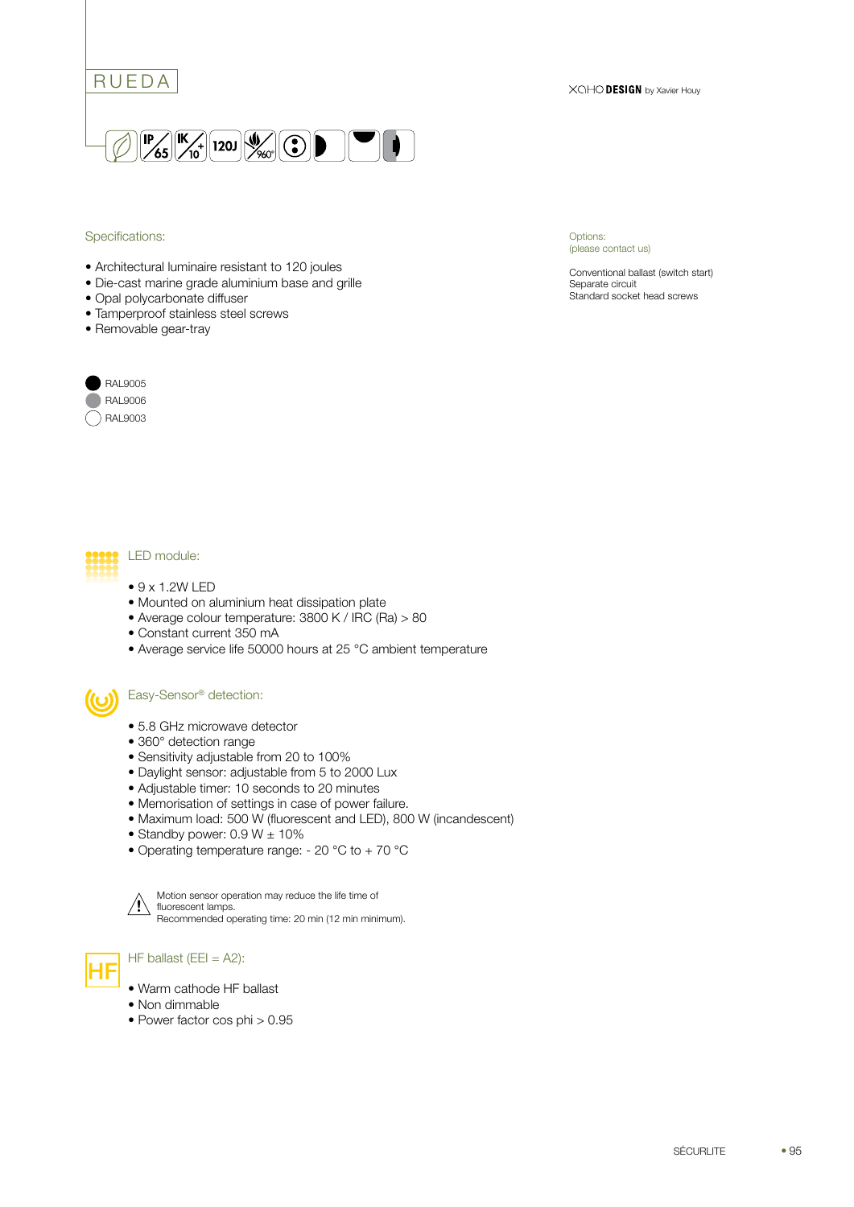# RUEDA

XOHO DESIGN by Xavier Houy

## Specifications:

- Architectural luminaire resistant to 120 joules
- Die-cast marine grade aluminium base and grille
- Opal polycarbonate diffuser
- Tamperproof stainless steel screws
- Removable gear-tray

RAL9005
RAL9006
RAL9003

Options:
(please contact us)

Conventional ballast (switch start)
Separate circuit
Standard socket head screws

## LED module:

- 9 x 1.2W LED
- Mounted on aluminium heat dissipation plate
- Average colour temperature: 3800 K / IRC (Ra) > 80
- Constant current 350 mA
- Average service life 50000 hours at 25 °C ambient temperature

## Easy-Sensor® detection:

- 5.8 GHz microwave detector
- 360° detection range
- Sensitivity adjustable from 20 to 100%
- Daylight sensor: adjustable from 5 to 2000 Lux
- Adjustable timer: 10 seconds to 20 minutes
- Memorisation of settings in case of power failure.
- Maximum load: 500 W (fluorescent and LED), 800 W (incandescent)
- Standby power: 0.9 W ± 10%
- Operating temperature range: - 20 °C to + 70 °C

Motion sensor operation may reduce the life time of fluorescent lamps.
Recommended operating time: 20 min (12 min minimum).

## HF ballast (EEI = A2):

- Warm cathode HF ballast
- Non dimmable
- Power factor cos phi > 0.95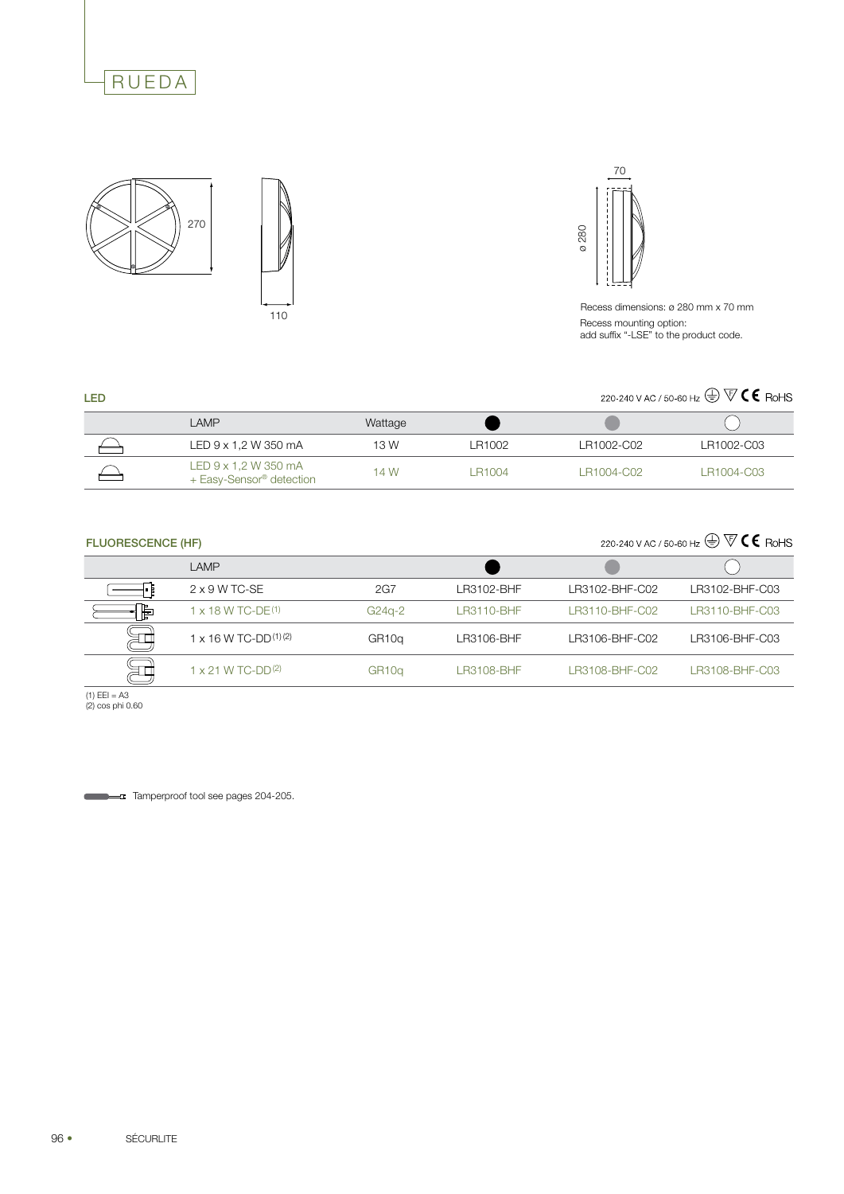# RUEDA

270

110

70

ø 280

Recess dimensions: ø 280 mm x 70 mm

Recess mounting option:
add suffix "-LSE" to the product code.

## LED

220-240 V AC / 50-60 Hz CE RoHS

| | LAMP | Wattage | ● | ● (grey) | ○ |
|---|---|---|---|---|---|
| | LED 9 x 1,2 W 350 mA | 13 W | LR1002 | LR1002-C02 | LR1002-C03 |
| | LED 9 x 1,2 W 350 mA + Easy-Sensor® detection | 14 W | LR1004 | LR1004-C02 | LR1004-C03 |

## FLUORESCENCE (HF)

220-240 V AC / 50-60 Hz CE RoHS

| | LAMP | | ● | ● (grey) | ○ |
|---|---|---|---|---|---|
| | 2 x 9 W TC-SE | 2G7 | LR3102-BHF | LR3102-BHF-C02 | LR3102-BHF-C03 |
| | 1 x 18 W TC-DE [1] | G24q-2 | LR3110-BHF | LR3110-BHF-C02 | LR3110-BHF-C03 |
| | 1 x 16 W TC-DD [1] [2] | GR10q | LR3106-BHF | LR3106-BHF-C02 | LR3106-BHF-C03 |
| | 1 x 21 W TC-DD [2] | GR10q | LR3108-BHF | LR3108-BHF-C02 | LR3108-BHF-C03 |

(1) EEI = A3
(2) cos phi 0.60

Tamperproof tool see pages 204-205.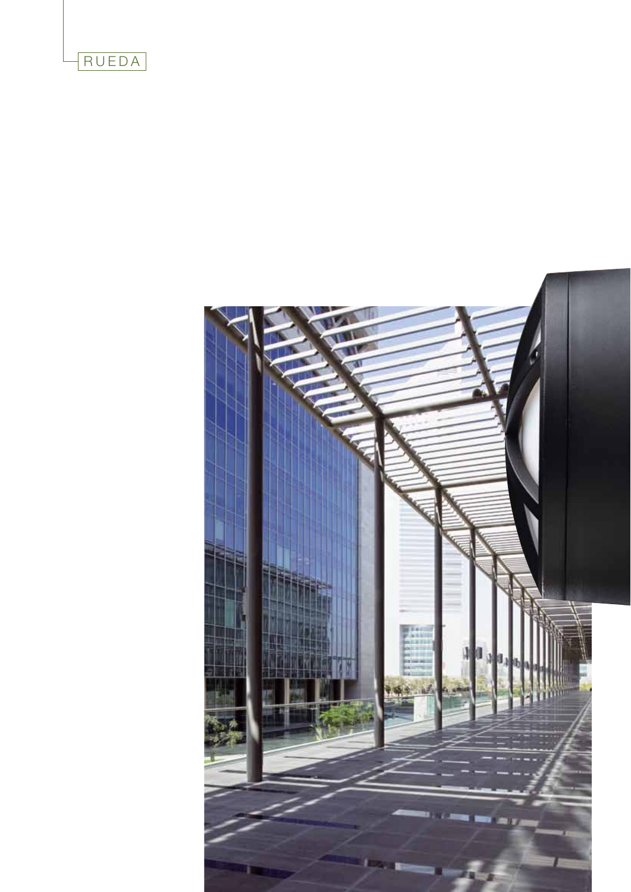# RUEDA